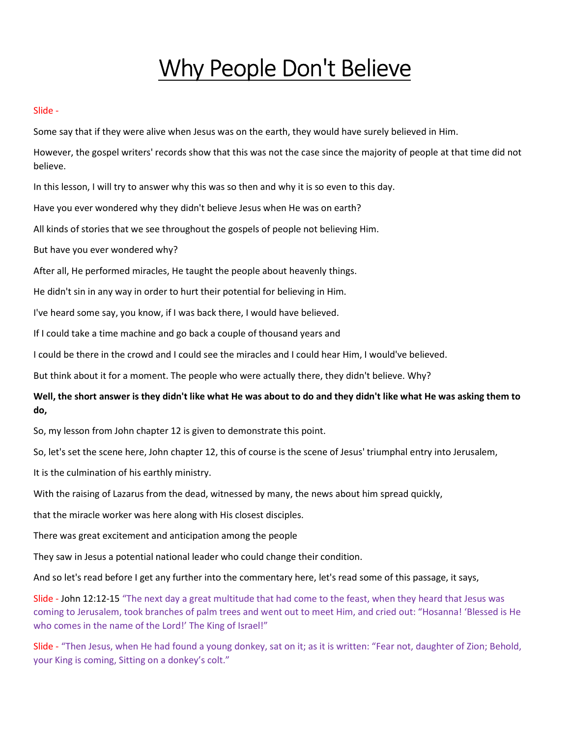# Why People Don't Believe

Slide -

Some say that if they were alive when Jesus was on the earth, they would have surely believed in Him.

However, the gospel writers' records show that this was not the case since the majority of people at that time did not believe.

In this lesson, I will try to answer why this was so then and why it is so even to this day.

Have you ever wondered why they didn't believe Jesus when He was on earth?

All kinds of stories that we see throughout the gospels of people not believing Him.

But have you ever wondered why?

After all, He performed miracles, He taught the people about heavenly things.

He didn't sin in any way in order to hurt their potential for believing in Him.

I've heard some say, you know, if I was back there, I would have believed.

If I could take a time machine and go back a couple of thousand years and

I could be there in the crowd and I could see the miracles and I could hear Him, I would've believed.

But think about it for a moment. The people who were actually there, they didn't believe. Why?

**Well, the short answer is they didn't like what He was about to do and they didn't like what He was asking them to do,**

So, my lesson from John chapter 12 is given to demonstrate this point.

So, let's set the scene here, John chapter 12, this of course is the scene of Jesus' triumphal entry into Jerusalem,

It is the culmination of his earthly ministry.

With the raising of Lazarus from the dead, witnessed by many, the news about him spread quickly,

that the miracle worker was here along with His closest disciples.

There was great excitement and anticipation among the people

They saw in Jesus a potential national leader who could change their condition.

And so let's read before I get any further into the commentary here, let's read some of this passage, it says,

Slide - John 12:12-15 "The next day a great multitude that had come to the feast, when they heard that Jesus was coming to Jerusalem, took branches of palm trees and went out to meet Him, and cried out: "Hosanna! 'Blessed is He who comes in the name of the Lord!' The King of Israel!"

Slide - "Then Jesus, when He had found a young donkey, sat on it; as it is written: "Fear not, daughter of Zion; Behold, your King is coming, Sitting on a donkey's colt."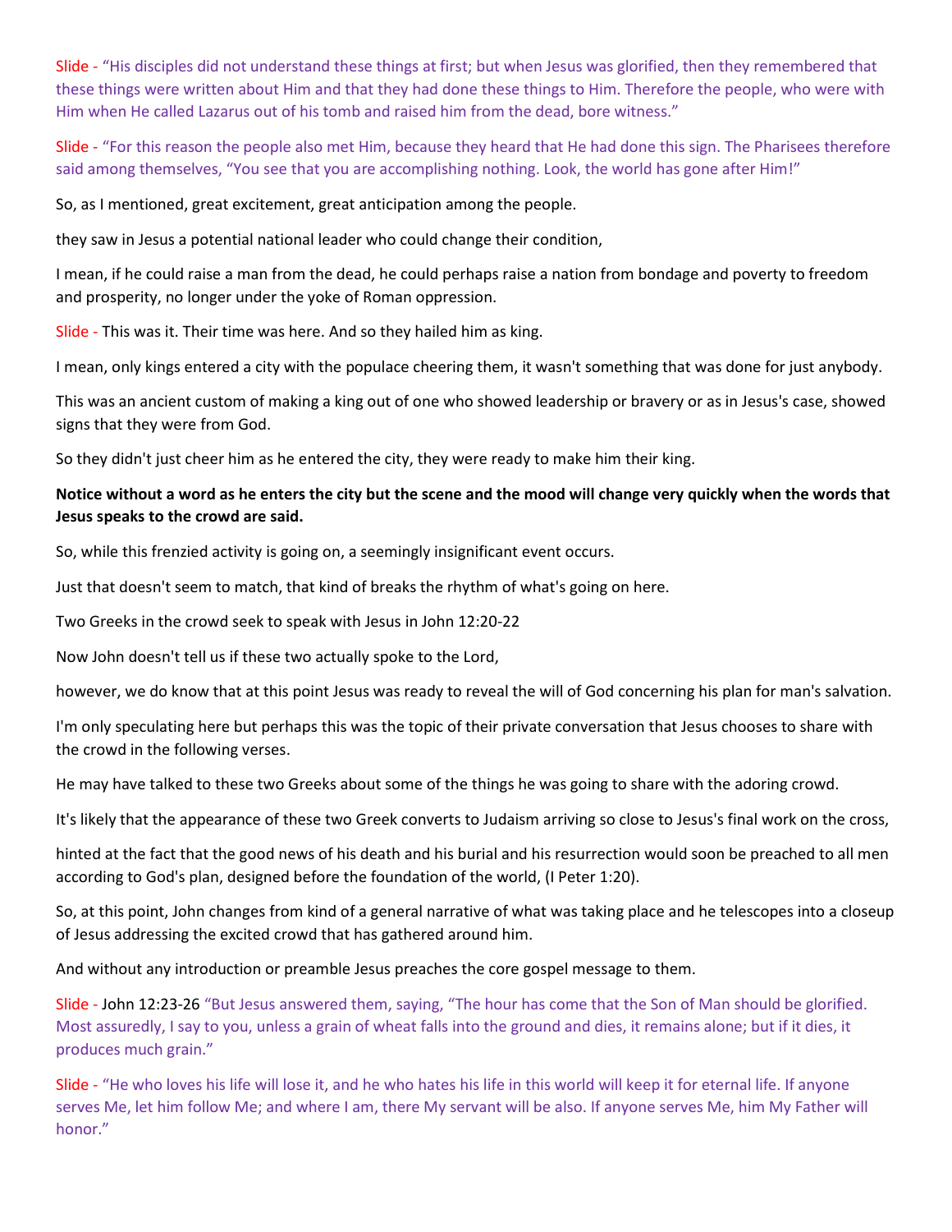Slide - “His disciples did not understand these things at first; but when Jesus was glorified, then they remembered that these things were written about Him and that they had done these things to Him. Therefore the people, who were with Him when He called Lazarus out of his tomb and raised him from the dead, bore witness.”

Slide - “For this reason the people also met Him, because they heard that He had done this sign. The Pharisees therefore said among themselves, “You see that you are accomplishing nothing. Look, the world has gone after Him!”

So, as I mentioned, great excitement, great anticipation among the people.

they saw in Jesus a potential national leader who could change their condition,

I mean, if he could raise a man from the dead, he could perhaps raise a nation from bondage and poverty to freedom and prosperity, no longer under the yoke of Roman oppression.

Slide - This was it. Their time was here. And so they hailed him as king.

I mean, only kings entered a city with the populace cheering them, it wasn't something that was done for just anybody.

This was an ancient custom of making a king out of one who showed leadership or bravery or as in Jesus's case, showed signs that they were from God.

So they didn't just cheer him as he entered the city, they were ready to make him their king.

**Notice without a word as he enters the city but the scene and the mood will change very quickly when the words that Jesus speaks to the crowd are said.**

So, while this frenzied activity is going on, a seemingly insignificant event occurs.

Just that doesn't seem to match, that kind of breaks the rhythm of what's going on here.

Two Greeks in the crowd seek to speak with Jesus in John 12:20-22

Now John doesn't tell us if these two actually spoke to the Lord,

however, we do know that at this point Jesus was ready to reveal the will of God concerning his plan for man's salvation.

I'm only speculating here but perhaps this was the topic of their private conversation that Jesus chooses to share with the crowd in the following verses.

He may have talked to these two Greeks about some of the things he was going to share with the adoring crowd.

It's likely that the appearance of these two Greek converts to Judaism arriving so close to Jesus's final work on the cross,

hinted at the fact that the good news of his death and his burial and his resurrection would soon be preached to all men according to God's plan, designed before the foundation of the world, (I Peter 1:20).

So, at this point, John changes from kind of a general narrative of what was taking place and he telescopes into a closeup of Jesus addressing the excited crowd that has gathered around him.

And without any introduction or preamble Jesus preaches the core gospel message to them.

Slide - John 12:23-26 “But Jesus answered them, saying, “The hour has come that the Son of Man should be glorified. Most assuredly, I say to you, unless a grain of wheat falls into the ground and dies, it remains alone; but if it dies, it produces much grain.”

Slide - “He who loves his life will lose it, and he who hates his life in this world will keep it for eternal life. If anyone serves Me, let him follow Me; and where I am, there My servant will be also. If anyone serves Me, him My Father will honor.”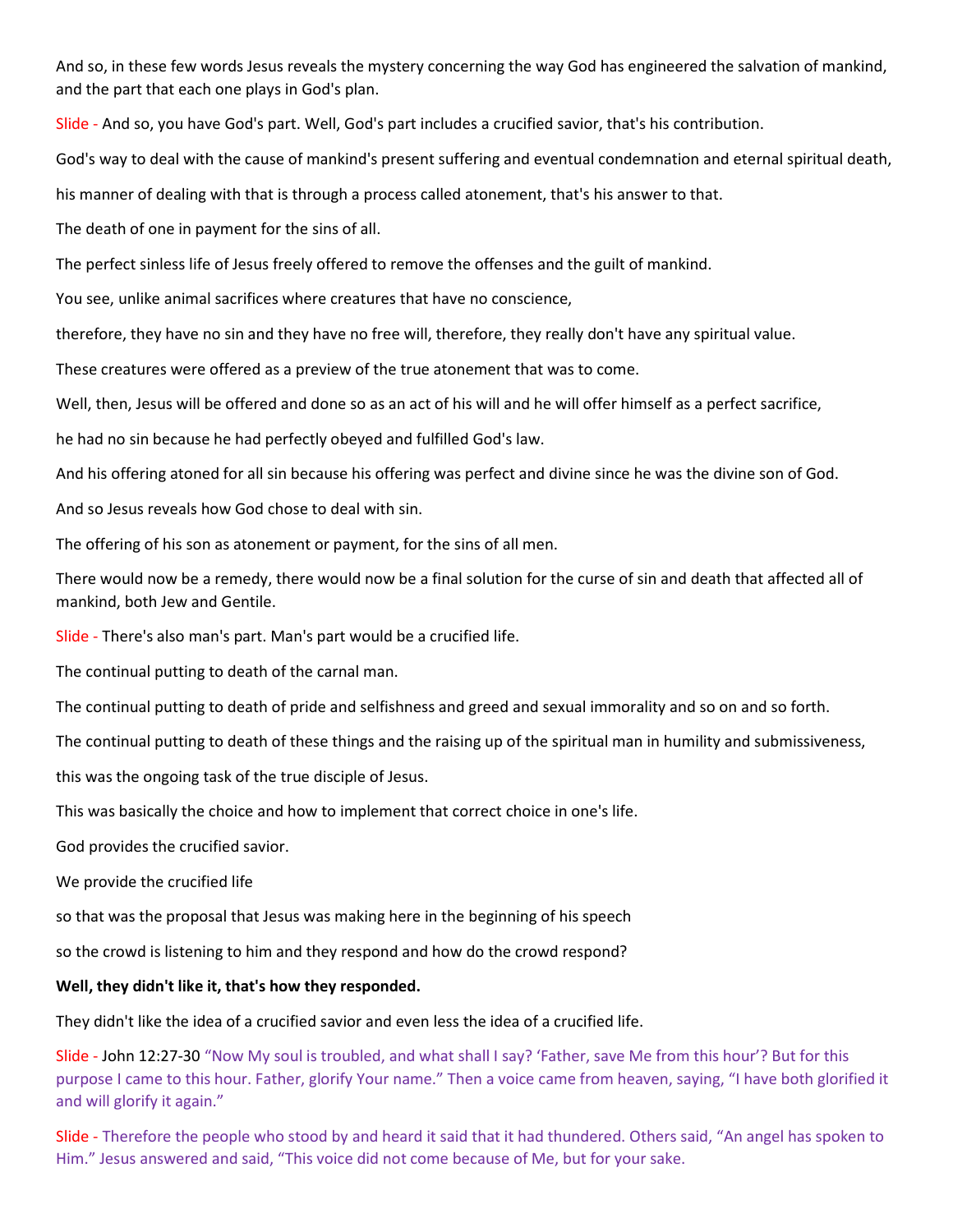And so, in these few words Jesus reveals the mystery concerning the way God has engineered the salvation of mankind, and the part that each one plays in God's plan.

Slide - And so, you have God's part. Well, God's part includes a crucified savior, that's his contribution.

God's way to deal with the cause of mankind's present suffering and eventual condemnation and eternal spiritual death,

his manner of dealing with that is through a process called atonement, that's his answer to that.

The death of one in payment for the sins of all.

The perfect sinless life of Jesus freely offered to remove the offenses and the guilt of mankind.

You see, unlike animal sacrifices where creatures that have no conscience,

therefore, they have no sin and they have no free will, therefore, they really don't have any spiritual value.

These creatures were offered as a preview of the true atonement that was to come.

Well, then, Jesus will be offered and done so as an act of his will and he will offer himself as a perfect sacrifice,

he had no sin because he had perfectly obeyed and fulfilled God's law.

And his offering atoned for all sin because his offering was perfect and divine since he was the divine son of God.

And so Jesus reveals how God chose to deal with sin.

The offering of his son as atonement or payment, for the sins of all men.

There would now be a remedy, there would now be a final solution for the curse of sin and death that affected all of mankind, both Jew and Gentile.

Slide - There's also man's part. Man's part would be a crucified life.

The continual putting to death of the carnal man.

The continual putting to death of pride and selfishness and greed and sexual immorality and so on and so forth.

The continual putting to death of these things and the raising up of the spiritual man in humility and submissiveness,

this was the ongoing task of the true disciple of Jesus.

This was basically the choice and how to implement that correct choice in one's life.

God provides the crucified savior.

We provide the crucified life

so that was the proposal that Jesus was making here in the beginning of his speech

so the crowd is listening to him and they respond and how do the crowd respond?

**Well, they didn't like it, that's how they responded.**

They didn't like the idea of a crucified savior and even less the idea of a crucified life.

Slide - John 12:27-30 "Now My soul is troubled, and what shall I say? 'Father, save Me from this hour'? But for this purpose I came to this hour. Father, glorify Your name." Then a voice came from heaven, saying, "I have both glorified it and will glorify it again."

Slide - Therefore the people who stood by and heard it said that it had thundered. Others said, "An angel has spoken to Him." Jesus answered and said, "This voice did not come because of Me, but for your sake.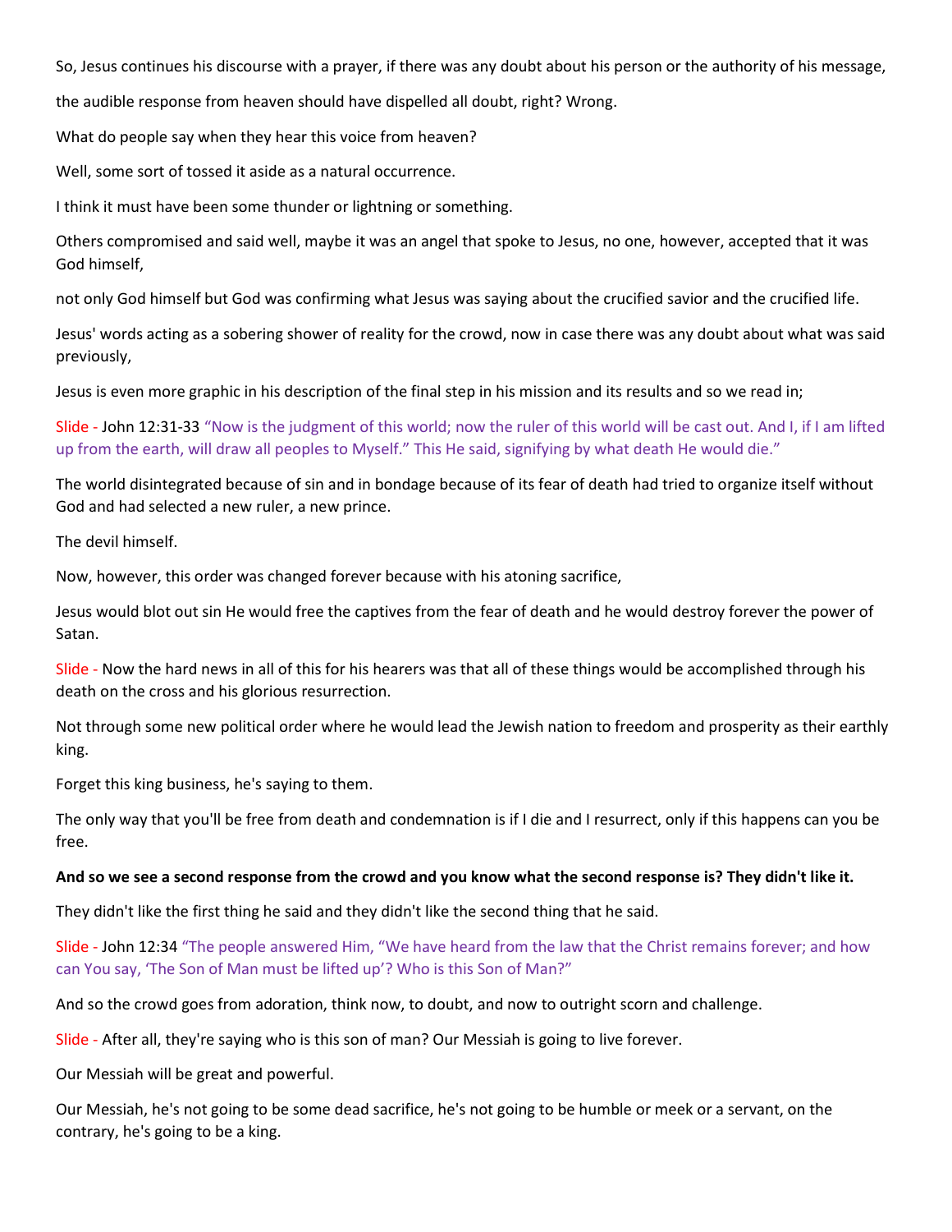So, Jesus continues his discourse with a prayer, if there was any doubt about his person or the authority of his message,

the audible response from heaven should have dispelled all doubt, right? Wrong.

What do people say when they hear this voice from heaven?

Well, some sort of tossed it aside as a natural occurrence.

I think it must have been some thunder or lightning or something.

Others compromised and said well, maybe it was an angel that spoke to Jesus, no one, however, accepted that it was God himself,

not only God himself but God was confirming what Jesus was saying about the crucified savior and the crucified life.

Jesus' words acting as a sobering shower of reality for the crowd, now in case there was any doubt about what was said previously,

Jesus is even more graphic in his description of the final step in his mission and its results and so we read in;

Slide - John 12:31-33 "Now is the judgment of this world; now the ruler of this world will be cast out. And I, if I am lifted up from the earth, will draw all peoples to Myself." This He said, signifying by what death He would die."

The world disintegrated because of sin and in bondage because of its fear of death had tried to organize itself without God and had selected a new ruler, a new prince.

The devil himself.

Now, however, this order was changed forever because with his atoning sacrifice,

Jesus would blot out sin He would free the captives from the fear of death and he would destroy forever the power of Satan.

Slide - Now the hard news in all of this for his hearers was that all of these things would be accomplished through his death on the cross and his glorious resurrection.

Not through some new political order where he would lead the Jewish nation to freedom and prosperity as their earthly king.

Forget this king business, he's saying to them.

The only way that you'll be free from death and condemnation is if I die and I resurrect, only if this happens can you be free.

**And so we see a second response from the crowd and you know what the second response is? They didn't like it.**

They didn't like the first thing he said and they didn't like the second thing that he said.

Slide - John 12:34 "The people answered Him, "We have heard from the law that the Christ remains forever; and how can You say, 'The Son of Man must be lifted up'? Who is this Son of Man?"

And so the crowd goes from adoration, think now, to doubt, and now to outright scorn and challenge.

Slide - After all, they're saying who is this son of man? Our Messiah is going to live forever.

Our Messiah will be great and powerful.

Our Messiah, he's not going to be some dead sacrifice, he's not going to be humble or meek or a servant, on the contrary, he's going to be a king.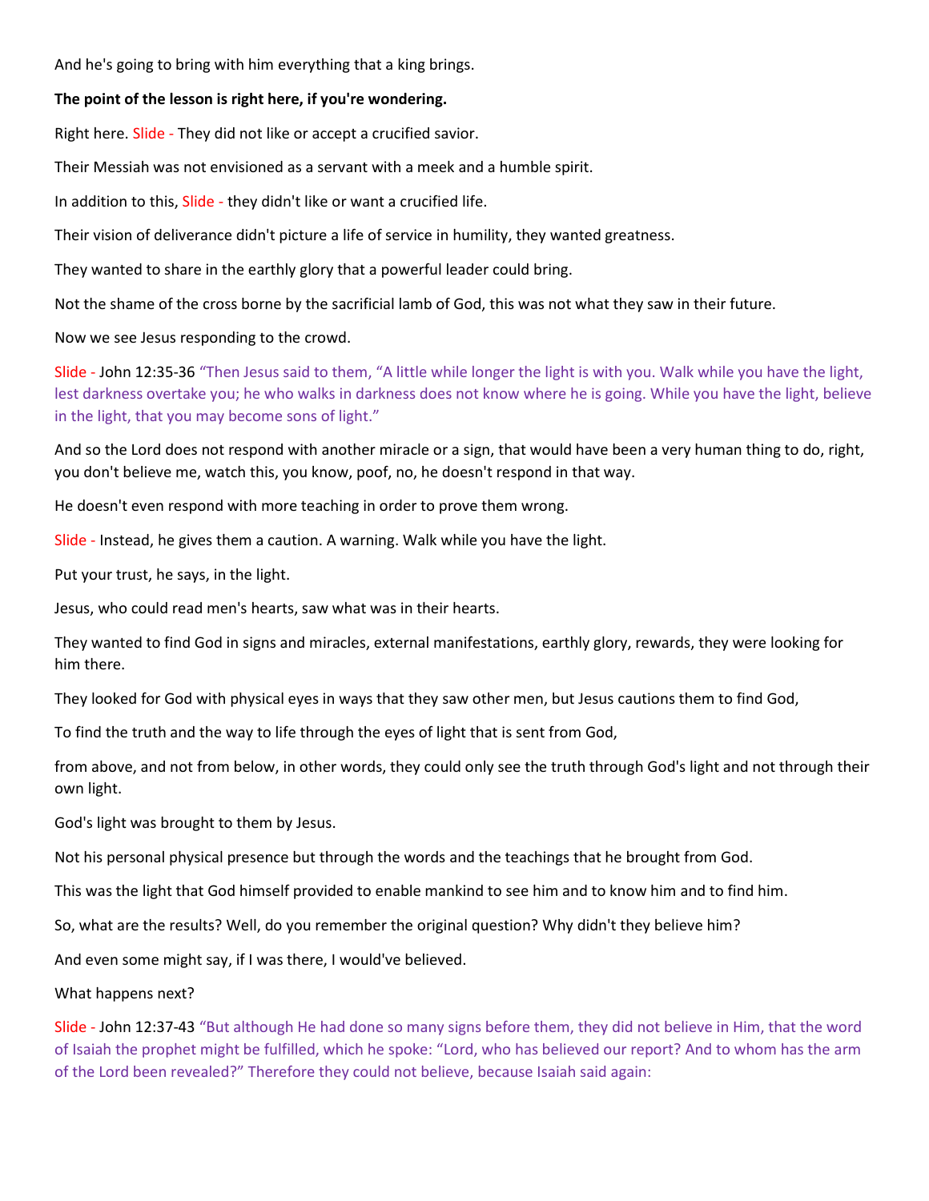And he's going to bring with him everything that a king brings.

**The point of the lesson is right here, if you're wondering.**

Right here. Slide - They did not like or accept a crucified savior.

Their Messiah was not envisioned as a servant with a meek and a humble spirit.

In addition to this, Slide - they didn't like or want a crucified life.

Their vision of deliverance didn't picture a life of service in humility, they wanted greatness.

They wanted to share in the earthly glory that a powerful leader could bring.

Not the shame of the cross borne by the sacrificial lamb of God, this was not what they saw in their future.

Now we see Jesus responding to the crowd.

Slide - John 12:35-36 "Then Jesus said to them, "A little while longer the light is with you. Walk while you have the light, lest darkness overtake you; he who walks in darkness does not know where he is going. While you have the light, believe in the light, that you may become sons of light."

And so the Lord does not respond with another miracle or a sign, that would have been a very human thing to do, right, you don't believe me, watch this, you know, poof, no, he doesn't respond in that way.

He doesn't even respond with more teaching in order to prove them wrong.

Slide - Instead, he gives them a caution. A warning. Walk while you have the light.

Put your trust, he says, in the light.

Jesus, who could read men's hearts, saw what was in their hearts.

They wanted to find God in signs and miracles, external manifestations, earthly glory, rewards, they were looking for him there.

They looked for God with physical eyes in ways that they saw other men, but Jesus cautions them to find God,

To find the truth and the way to life through the eyes of light that is sent from God,

from above, and not from below, in other words, they could only see the truth through God's light and not through their own light.

God's light was brought to them by Jesus.

Not his personal physical presence but through the words and the teachings that he brought from God.

This was the light that God himself provided to enable mankind to see him and to know him and to find him.

So, what are the results? Well, do you remember the original question? Why didn't they believe him?

And even some might say, if I was there, I would've believed.

What happens next?

Slide - John 12:37-43 "But although He had done so many signs before them, they did not believe in Him, that the word of Isaiah the prophet might be fulfilled, which he spoke: "Lord, who has believed our report? And to whom has the arm of the Lord been revealed?" Therefore they could not believe, because Isaiah said again: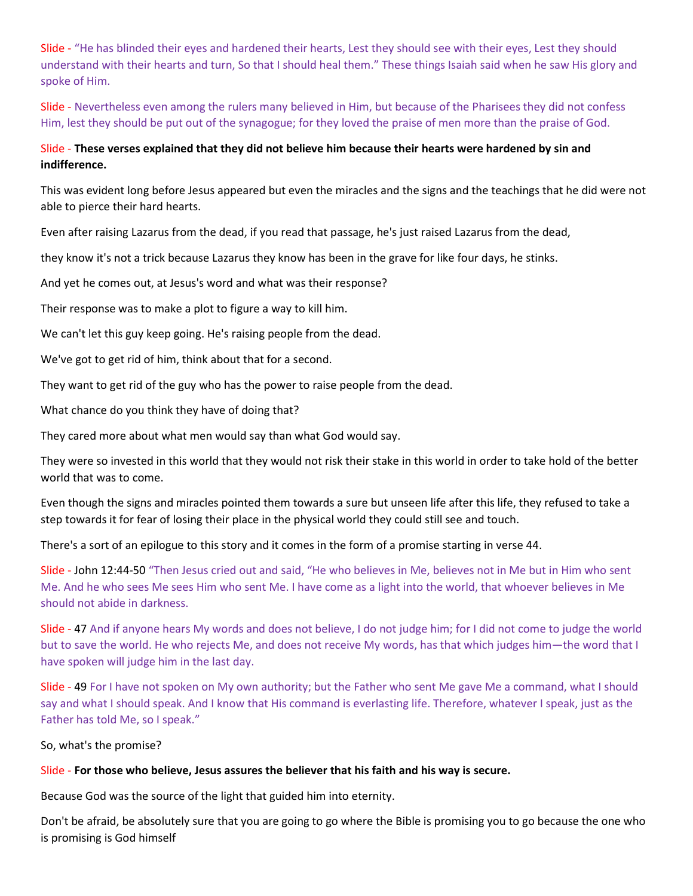Slide - “He has blinded their eyes and hardened their hearts, Lest they should see with their eyes, Lest they should understand with their hearts and turn, So that I should heal them.” These things Isaiah said when he saw His glory and spoke of Him.

Slide - Nevertheless even among the rulers many believed in Him, but because of the Pharisees they did not confess Him, lest they should be put out of the synagogue; for they loved the praise of men more than the praise of God.

Slide - **These verses explained that they did not believe him because their hearts were hardened by sin and indifference.**

This was evident long before Jesus appeared but even the miracles and the signs and the teachings that he did were not able to pierce their hard hearts.

Even after raising Lazarus from the dead, if you read that passage, he's just raised Lazarus from the dead,

they know it's not a trick because Lazarus they know has been in the grave for like four days, he stinks.

And yet he comes out, at Jesus's word and what was their response?

Their response was to make a plot to figure a way to kill him.

We can't let this guy keep going. He's raising people from the dead.

We've got to get rid of him, think about that for a second.

They want to get rid of the guy who has the power to raise people from the dead.

What chance do you think they have of doing that?

They cared more about what men would say than what God would say.

They were so invested in this world that they would not risk their stake in this world in order to take hold of the better world that was to come.

Even though the signs and miracles pointed them towards a sure but unseen life after this life, they refused to take a step towards it for fear of losing their place in the physical world they could still see and touch.

There's a sort of an epilogue to this story and it comes in the form of a promise starting in verse 44.

Slide - John 12:44-50 “Then Jesus cried out and said, “He who believes in Me, believes not in Me but in Him who sent Me. And he who sees Me sees Him who sent Me. I have come as a light into the world, that whoever believes in Me should not abide in darkness.

Slide - 47 And if anyone hears My words and does not believe, I do not judge him; for I did not come to judge the world but to save the world. He who rejects Me, and does not receive My words, has that which judges him—the word that I have spoken will judge him in the last day.

Slide - 49 For I have not spoken on My own authority; but the Father who sent Me gave Me a command, what I should say and what I should speak. And I know that His command is everlasting life. Therefore, whatever I speak, just as the Father has told Me, so I speak.”

So, what's the promise?

Slide - **For those who believe, Jesus assures the believer that his faith and his way is secure.**

Because God was the source of the light that guided him into eternity.

Don't be afraid, be absolutely sure that you are going to go where the Bible is promising you to go because the one who is promising is God himself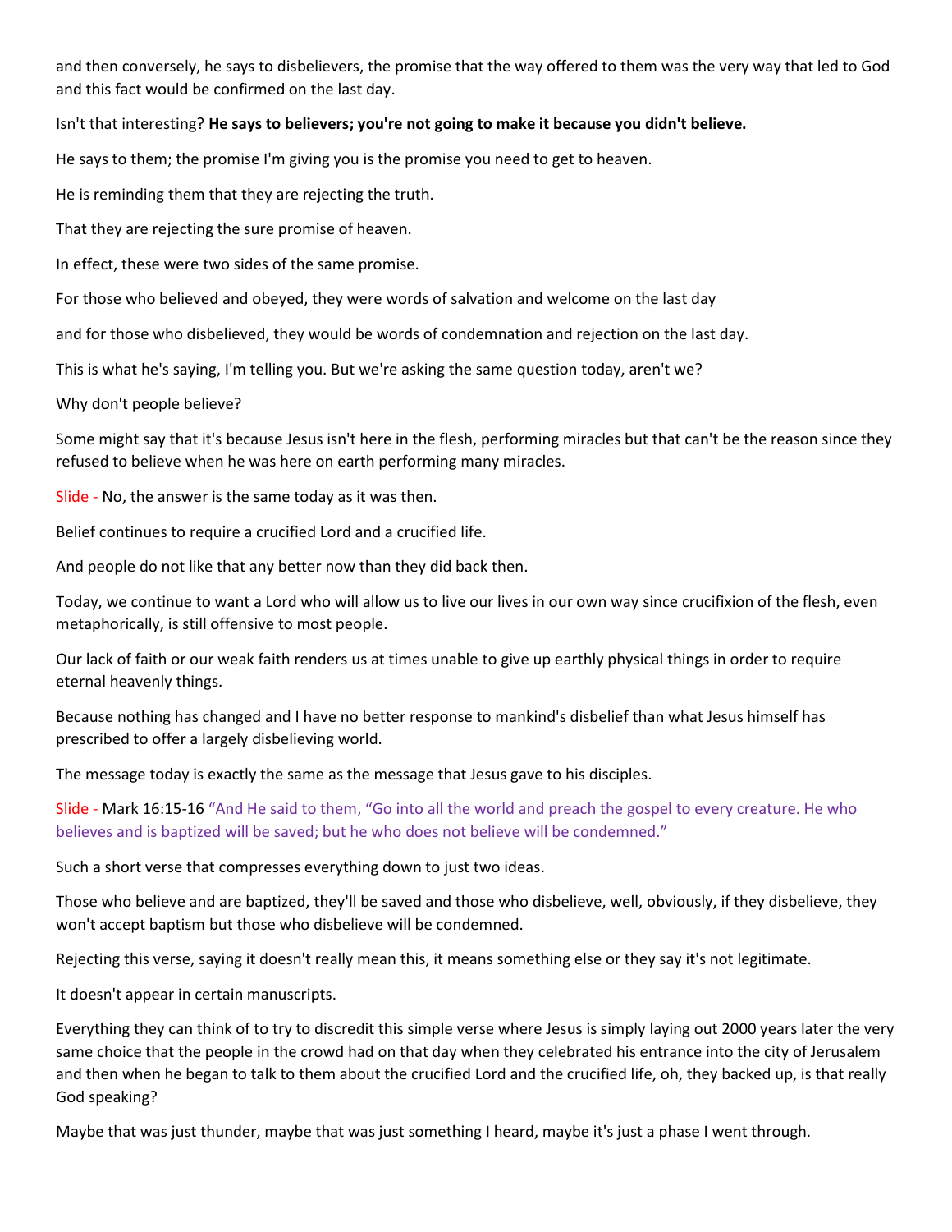and then conversely, he says to disbelievers, the promise that the way offered to them was the very way that led to God and this fact would be confirmed on the last day.

Isn't that interesting? **He says to believers; you're not going to make it because you didn't believe.**

He says to them; the promise I'm giving you is the promise you need to get to heaven.

He is reminding them that they are rejecting the truth.

That they are rejecting the sure promise of heaven.

In effect, these were two sides of the same promise.

For those who believed and obeyed, they were words of salvation and welcome on the last day

and for those who disbelieved, they would be words of condemnation and rejection on the last day.

This is what he's saying, I'm telling you. But we're asking the same question today, aren't we?

Why don't people believe?

Some might say that it's because Jesus isn't here in the flesh, performing miracles but that can't be the reason since they refused to believe when he was here on earth performing many miracles.

Slide - No, the answer is the same today as it was then.

Belief continues to require a crucified Lord and a crucified life.

And people do not like that any better now than they did back then.

Today, we continue to want a Lord who will allow us to live our lives in our own way since crucifixion of the flesh, even metaphorically, is still offensive to most people.

Our lack of faith or our weak faith renders us at times unable to give up earthly physical things in order to require eternal heavenly things.

Because nothing has changed and I have no better response to mankind's disbelief than what Jesus himself has prescribed to offer a largely disbelieving world.

The message today is exactly the same as the message that Jesus gave to his disciples.

Slide - Mark 16:15-16 "And He said to them, "Go into all the world and preach the gospel to every creature. He who believes and is baptized will be saved; but he who does not believe will be condemned."

Such a short verse that compresses everything down to just two ideas.

Those who believe and are baptized, they'll be saved and those who disbelieve, well, obviously, if they disbelieve, they won't accept baptism but those who disbelieve will be condemned.

Rejecting this verse, saying it doesn't really mean this, it means something else or they say it's not legitimate.

It doesn't appear in certain manuscripts.

Everything they can think of to try to discredit this simple verse where Jesus is simply laying out 2000 years later the very same choice that the people in the crowd had on that day when they celebrated his entrance into the city of Jerusalem and then when he began to talk to them about the crucified Lord and the crucified life, oh, they backed up, is that really God speaking?

Maybe that was just thunder, maybe that was just something I heard, maybe it's just a phase I went through.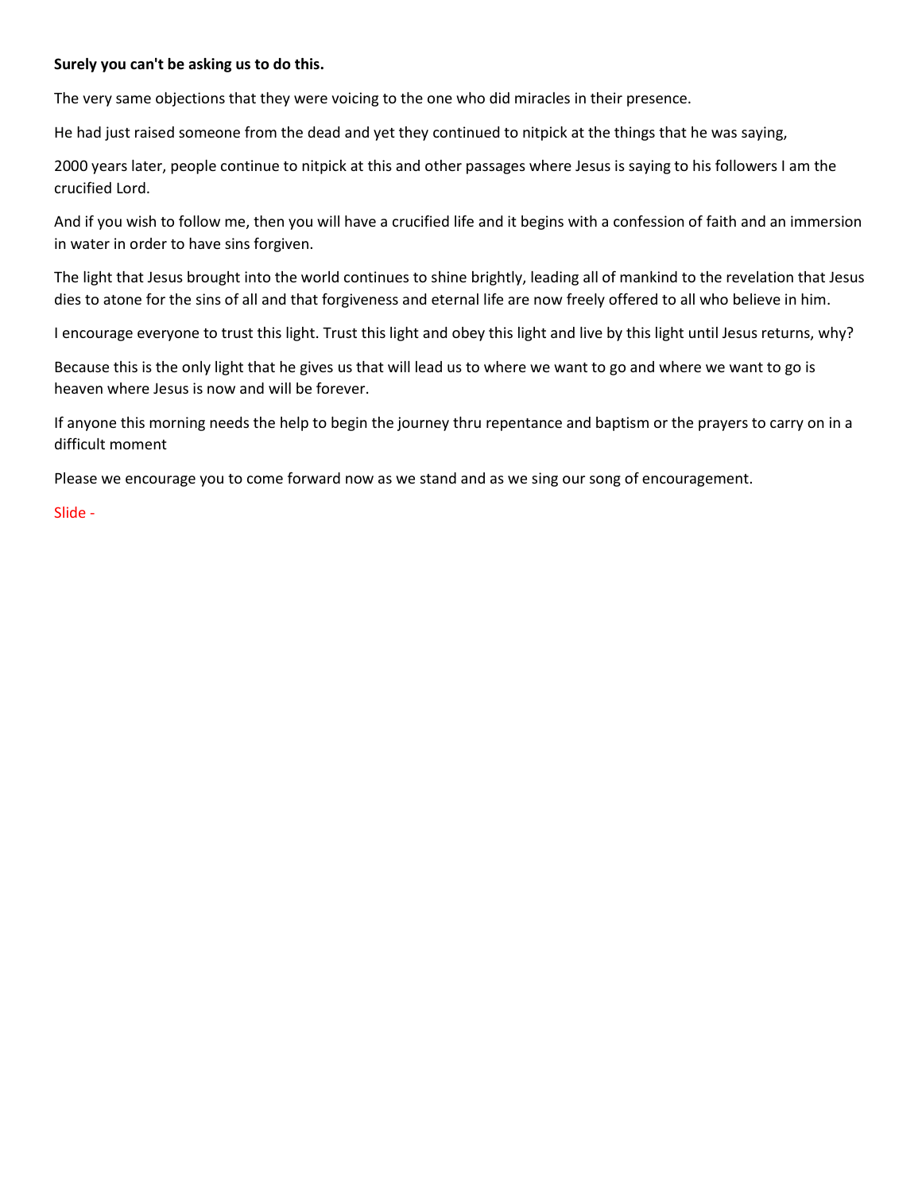**Surely you can't be asking us to do this.**

The very same objections that they were voicing to the one who did miracles in their presence.

He had just raised someone from the dead and yet they continued to nitpick at the things that he was saying,

2000 years later, people continue to nitpick at this and other passages where Jesus is saying to his followers I am the crucified Lord.

And if you wish to follow me, then you will have a crucified life and it begins with a confession of faith and an immersion in water in order to have sins forgiven.

The light that Jesus brought into the world continues to shine brightly, leading all of mankind to the revelation that Jesus dies to atone for the sins of all and that forgiveness and eternal life are now freely offered to all who believe in him.

I encourage everyone to trust this light. Trust this light and obey this light and live by this light until Jesus returns, why?

Because this is the only light that he gives us that will lead us to where we want to go and where we want to go is heaven where Jesus is now and will be forever.

If anyone this morning needs the help to begin the journey thru repentance and baptism or the prayers to carry on in a difficult moment

Please we encourage you to come forward now as we stand and as we sing our song of encouragement.

Slide -